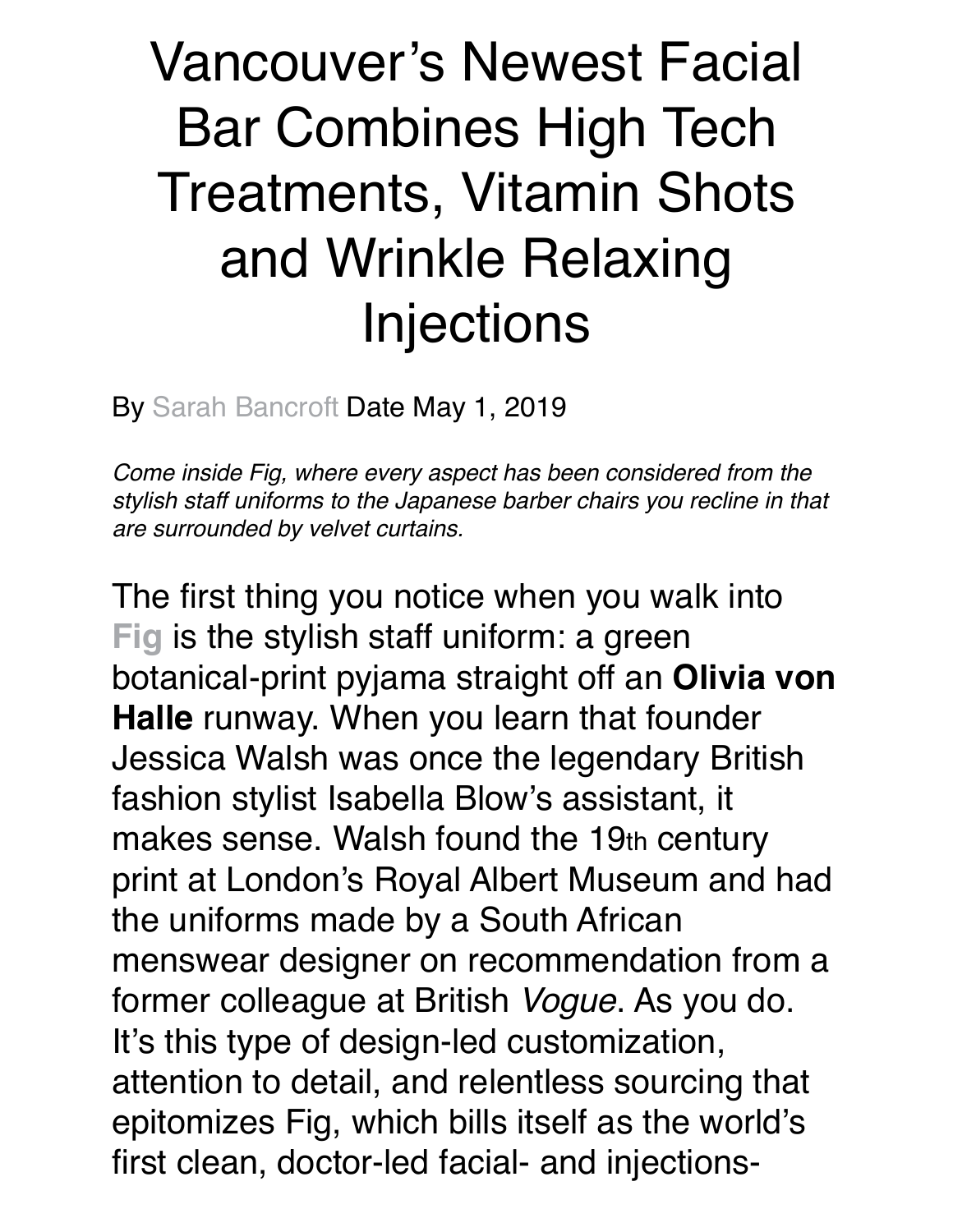# Vancouver's Newest Facial Bar Combines High Tech Treatments, Vitamin Shots and Wrinkle Relaxing Injections

By Sarah Bancroft Date May 1, 2019

*Come inside Fig, where every aspect has been considered from the stylish staff uniforms to the Japanese barber chairs you recline in that are surrounded by velvet curtains.*

The first thing you notice when you walk into **Fig** is the stylish staff uniform: a green botanical-print pyjama straight off an **Olivia von Halle** runway. When you learn that founder Jessica Walsh was once the legendary British fashion stylist Isabella Blow's assistant, it makes sense. Walsh found the 19th century print at London's Royal Albert Museum and had the uniforms made by a South African menswear designer on recommendation from a former colleague at British *Vogue*. As you do. It's this type of design-led customization, attention to detail, and relentless sourcing that epitomizes Fig, which bills itself as the world's first clean, doctor-led facial- and injections-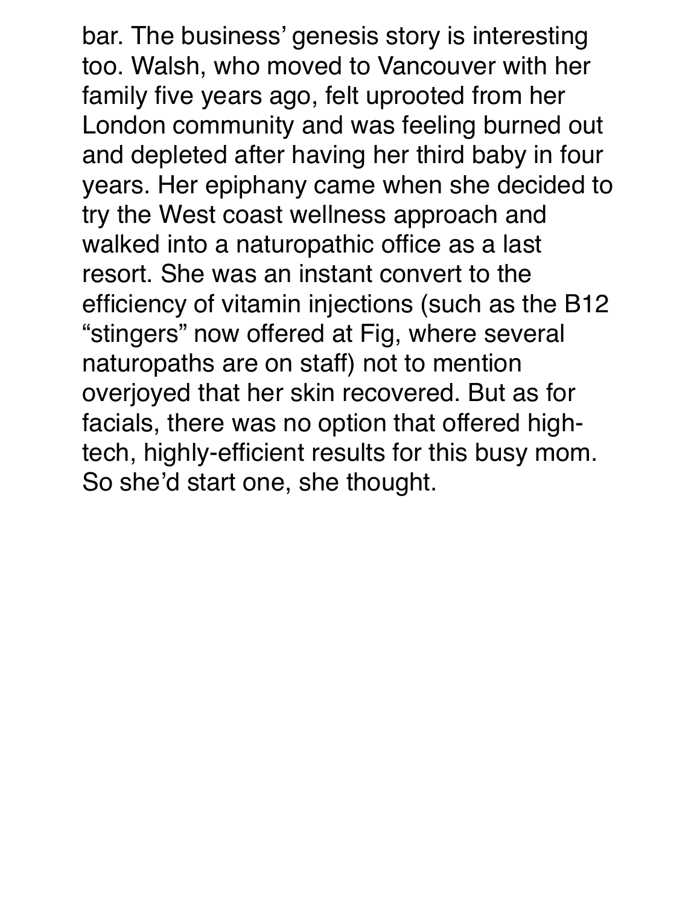bar. The business' genesis story is interesting too. Walsh, who moved to Vancouver with her family five years ago, felt uprooted from her London community and was feeling burned out and depleted after having her third baby in four years. Her epiphany came when she decided to try the West coast wellness approach and walked into a naturopathic office as a last resort. She was an instant convert to the efficiency of vitamin injections (such as the B12 "stingers" now offered at Fig, where several naturopaths are on staff) not to mention overjoyed that her skin recovered. But as for facials, there was no option that offered high-tech, highly-efficient results for this busy mom. So she'd start one, she thought.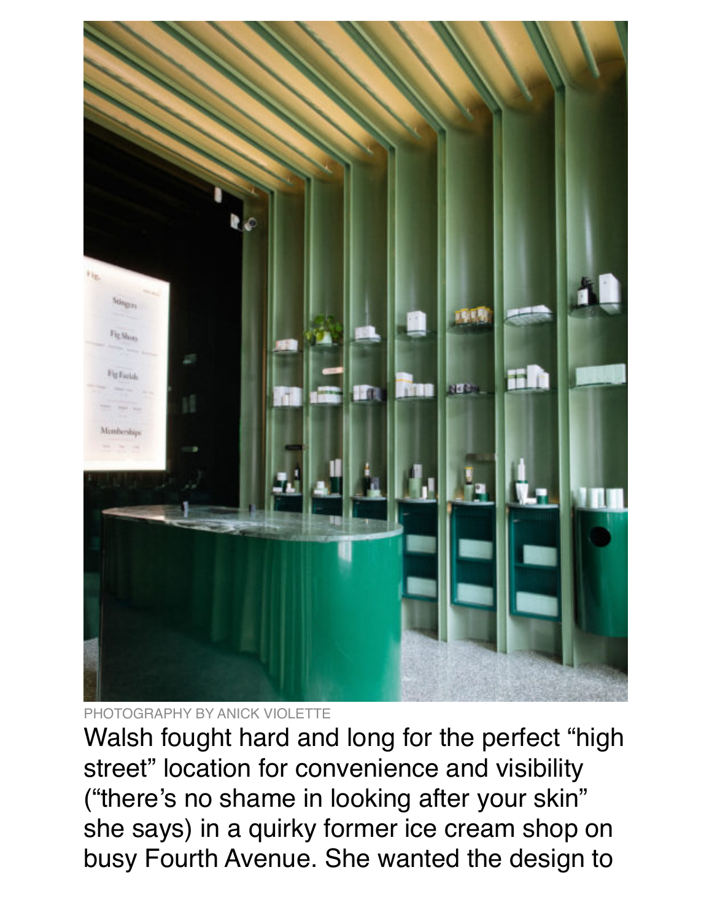PHOTOGRAPHY BY ANICK VIOLETTE

Walsh fought hard and long for the perfect "high street" location for convenience and visibility ("there's no shame in looking after your skin" she says) in a quirky former ice cream shop on busy Fourth Avenue. She wanted the design to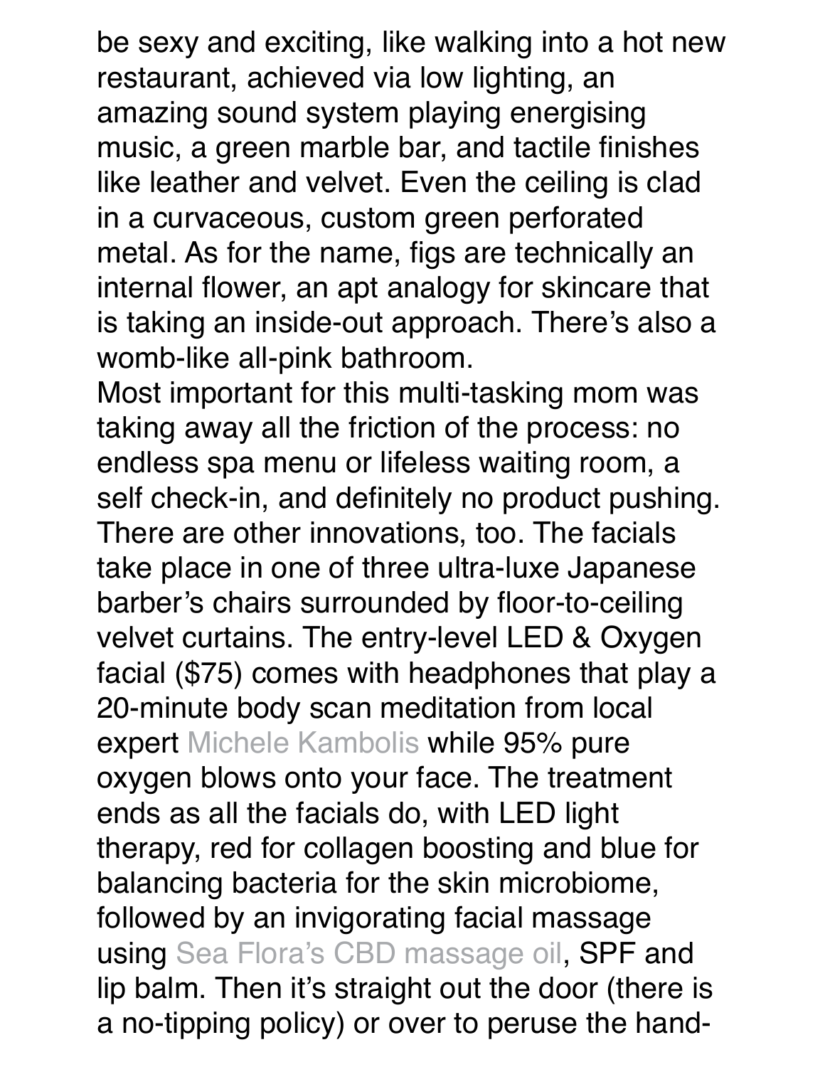be sexy and exciting, like walking into a hot new restaurant, achieved via low lighting, an amazing sound system playing energising music, a green marble bar, and tactile finishes like leather and velvet. Even the ceiling is clad in a curvaceous, custom green perforated metal. As for the name, figs are technically an internal flower, an apt analogy for skincare that is taking an inside-out approach. There's also a womb-like all-pink bathroom.

Most important for this multi-tasking mom was taking away all the friction of the process: no endless spa menu or lifeless waiting room, a self check-in, and definitely no product pushing. There are other innovations, too. The facials take place in one of three ultra-luxe Japanese barber's chairs surrounded by floor-to-ceiling velvet curtains. The entry-level LED & Oxygen facial ($75) comes with headphones that play a 20-minute body scan meditation from local expert Michele Kambolis while 95% pure oxygen blows onto your face. The treatment ends as all the facials do, with LED light therapy, red for collagen boosting and blue for balancing bacteria for the skin microbiome, followed by an invigorating facial massage using Sea Flora's CBD massage oil, SPF and lip balm. Then it's straight out the door (there is a no-tipping policy) or over to peruse the hand-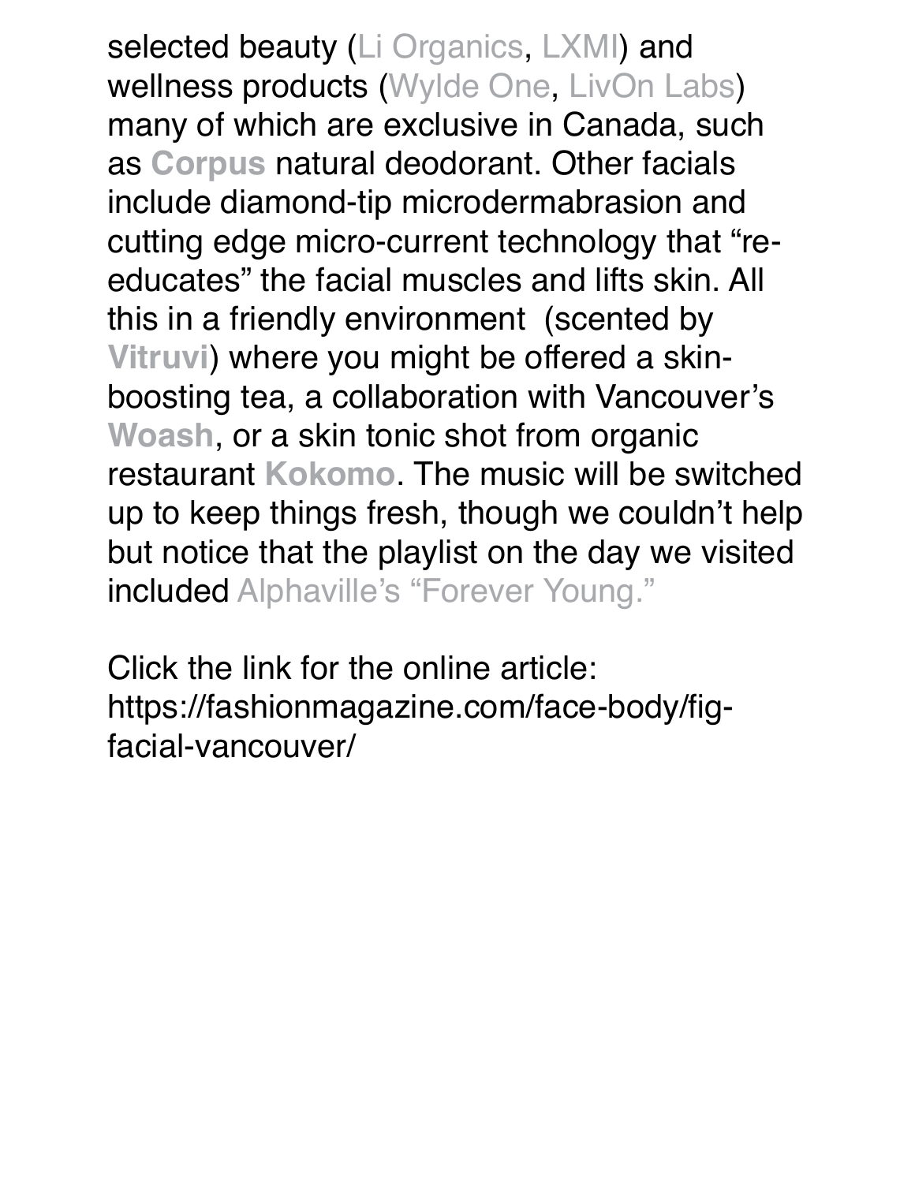selected beauty (Li Organics, LXMI) and wellness products (Wylde One, LivOn Labs) many of which are exclusive in Canada, such as **Corpus** natural deodorant. Other facials include diamond-tip microdermabrasion and cutting edge micro-current technology that "re-educates" the facial muscles and lifts skin. All this in a friendly environment (scented by **Vitruvi**) where you might be offered a skin-boosting tea, a collaboration with Vancouver's **Woash**, or a skin tonic shot from organic restaurant **Kokomo**. The music will be switched up to keep things fresh, though we couldn't help but notice that the playlist on the day we visited included Alphaville's "Forever Young."

Click the link for the online article: https://fashionmagazine.com/face-body/fig-facial-vancouver/